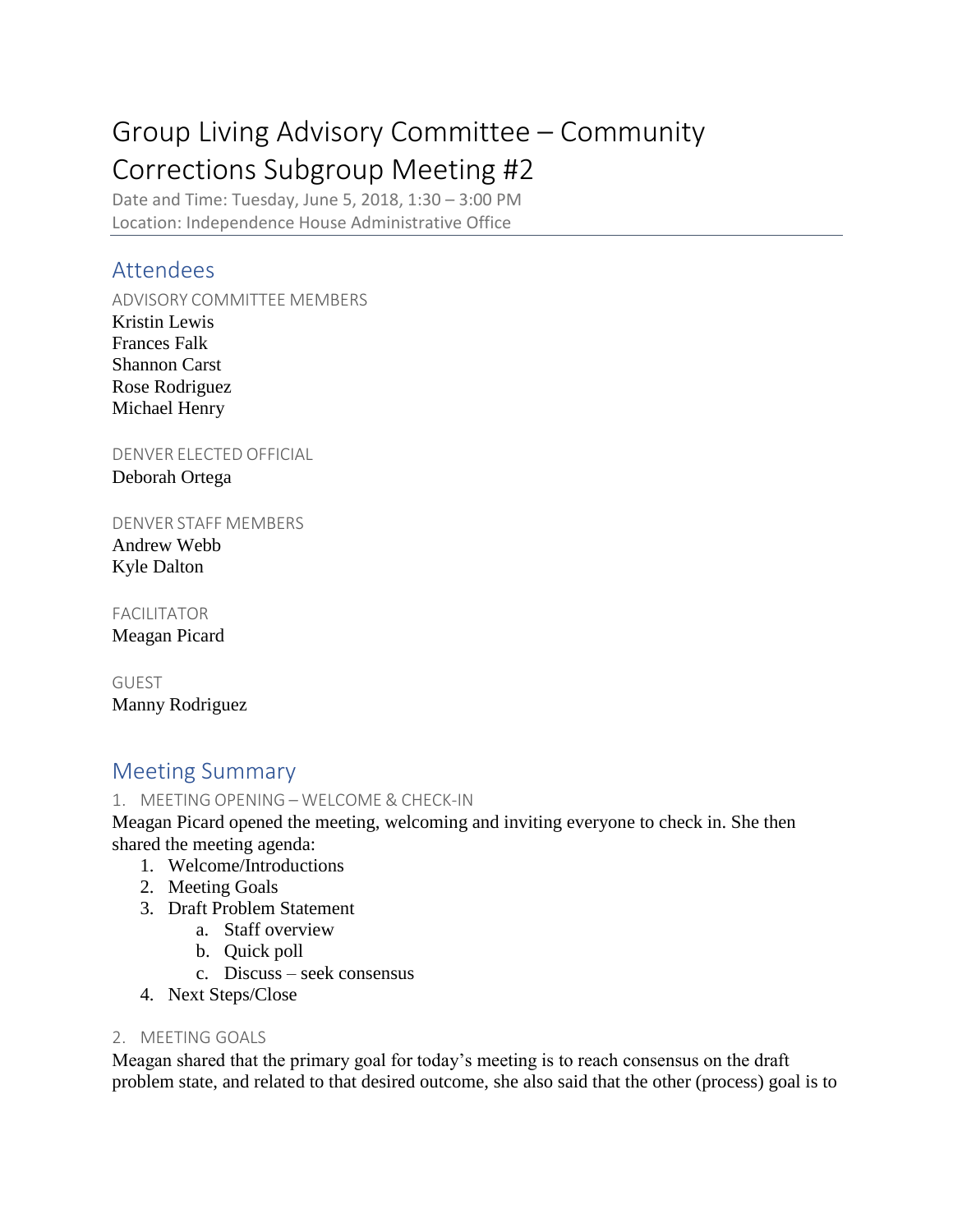# Group Living Advisory Committee – Community Corrections Subgroup Meeting #2

Date and Time: Tuesday, June 5, 2018, 1:30 – 3:00 PM
Location: Independence House Administrative Office

## Attendees

### ADVISORY COMMITTEE MEMBERS

Kristin Lewis
Frances Falk
Shannon Carst
Rose Rodriguez
Michael Henry

### DENVER ELECTED OFFICIAL

Deborah Ortega

### DENVER STAFF MEMBERS

Andrew Webb
Kyle Dalton

### FACILITATOR

Meagan Picard

### GUEST

Manny Rodriguez

## Meeting Summary

### 1. MEETING OPENING – WELCOME & CHECK-IN

Meagan Picard opened the meeting, welcoming and inviting everyone to check in. She then shared the meeting agenda:

1. Welcome/Introductions
2. Meeting Goals
3. Draft Problem Statement
    a. Staff overview
    b. Quick poll
    c. Discuss – seek consensus
4. Next Steps/Close

### 2. MEETING GOALS

Meagan shared that the primary goal for today's meeting is to reach consensus on the draft problem state, and related to that desired outcome, she also said that the other (process) goal is to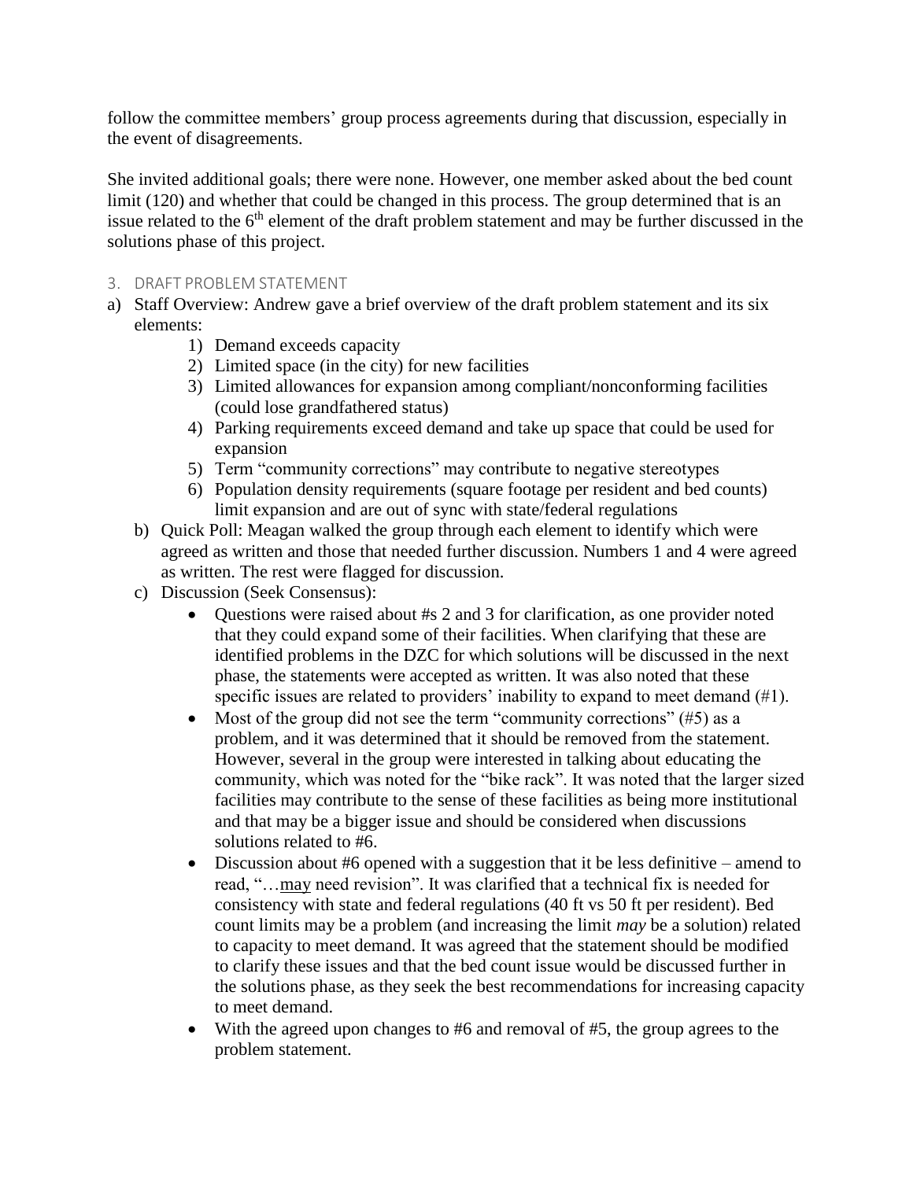follow the committee members' group process agreements during that discussion, especially in the event of disagreements.

She invited additional goals; there were none. However, one member asked about the bed count limit (120) and whether that could be changed in this process. The group determined that is an issue related to the 6th element of the draft problem statement and may be further discussed in the solutions phase of this project.

## 3. DRAFT PROBLEM STATEMENT

a) Staff Overview: Andrew gave a brief overview of the draft problem statement and its six elements:
   1) Demand exceeds capacity
   2) Limited space (in the city) for new facilities
   3) Limited allowances for expansion among compliant/nonconforming facilities (could lose grandfathered status)
   4) Parking requirements exceed demand and take up space that could be used for expansion
   5) Term "community corrections" may contribute to negative stereotypes
   6) Population density requirements (square footage per resident and bed counts) limit expansion and are out of sync with state/federal regulations

b) Quick Poll: Meagan walked the group through each element to identify which were agreed as written and those that needed further discussion. Numbers 1 and 4 were agreed as written. The rest were flagged for discussion.

c) Discussion (Seek Consensus):
   - Questions were raised about #s 2 and 3 for clarification, as one provider noted that they could expand some of their facilities. When clarifying that these are identified problems in the DZC for which solutions will be discussed in the next phase, the statements were accepted as written. It was also noted that these specific issues are related to providers' inability to expand to meet demand (#1).
   - Most of the group did not see the term "community corrections" (#5) as a problem, and it was determined that it should be removed from the statement. However, several in the group were interested in talking about educating the community, which was noted for the "bike rack". It was noted that the larger sized facilities may contribute to the sense of these facilities as being more institutional and that may be a bigger issue and should be considered when discussions solutions related to #6.
   - Discussion about #6 opened with a suggestion that it be less definitive – amend to read, "…<u>may</u> need revision". It was clarified that a technical fix is needed for consistency with state and federal regulations (40 ft vs 50 ft per resident). Bed count limits may be a problem (and increasing the limit *may* be a solution) related to capacity to meet demand. It was agreed that the statement should be modified to clarify these issues and that the bed count issue would be discussed further in the solutions phase, as they seek the best recommendations for increasing capacity to meet demand.
   - With the agreed upon changes to #6 and removal of #5, the group agrees to the problem statement.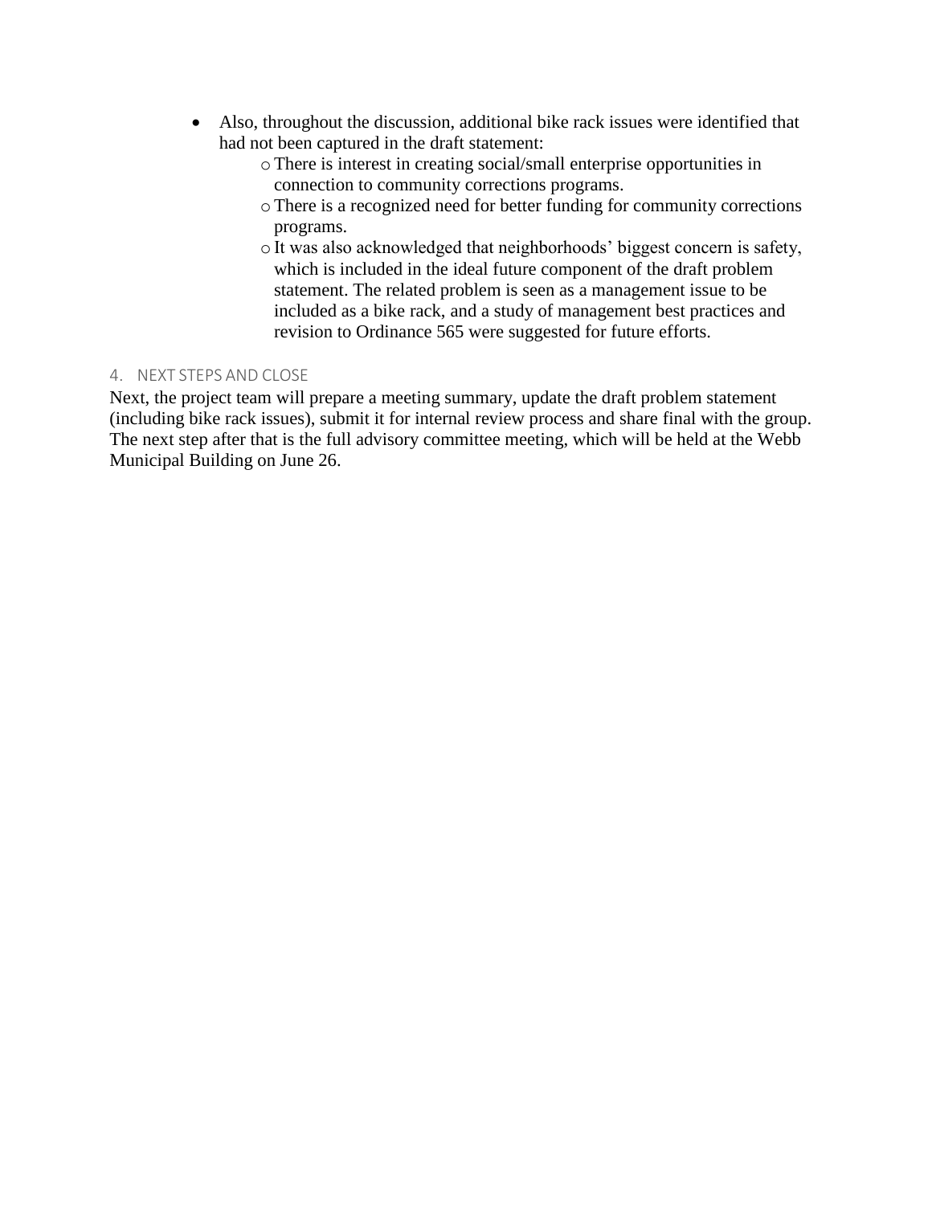- Also, throughout the discussion, additional bike rack issues were identified that had not been captured in the draft statement:
  - There is interest in creating social/small enterprise opportunities in connection to community corrections programs.
  - There is a recognized need for better funding for community corrections programs.
  - It was also acknowledged that neighborhoods' biggest concern is safety, which is included in the ideal future component of the draft problem statement. The related problem is seen as a management issue to be included as a bike rack, and a study of management best practices and revision to Ordinance 565 were suggested for future efforts.

## 4. NEXT STEPS AND CLOSE

Next, the project team will prepare a meeting summary, update the draft problem statement (including bike rack issues), submit it for internal review process and share final with the group. The next step after that is the full advisory committee meeting, which will be held at the Webb Municipal Building on June 26.